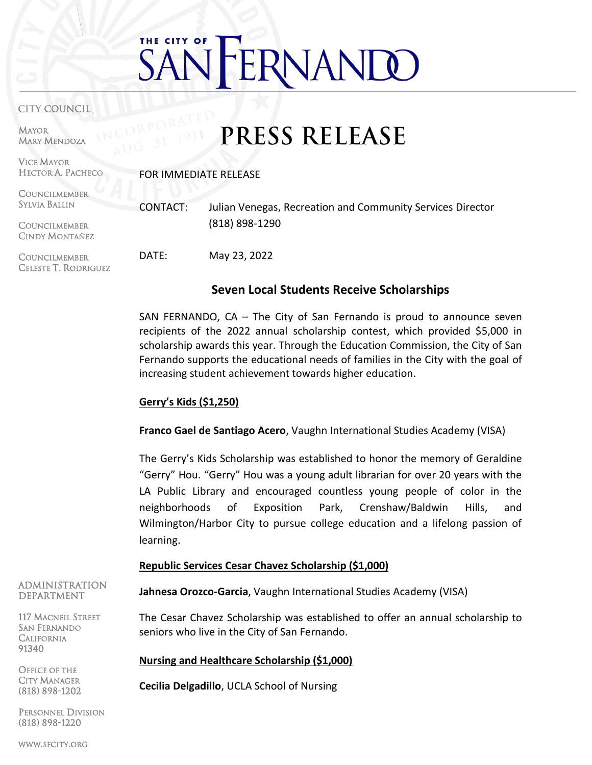# THE CITY OF SAN FERNANDO

CITY COUNCIL

MAYOR
MARY MENDOZA

VICE MAYOR
HECTOR A. PACHECO

COUNCILMEMBER
SYLVIA BALLIN

COUNCILMEMBER
CINDY MONTAÑEZ

COUNCILMEMBER
CELESTE T. RODRIGUEZ

# PRESS RELEASE

FOR IMMEDIATE RELEASE

CONTACT: Julian Venegas, Recreation and Community Services Director
(818) 898-1290

DATE: May 23, 2022

## Seven Local Students Receive Scholarships

SAN FERNANDO, CA – The City of San Fernando is proud to announce seven recipients of the 2022 annual scholarship contest, which provided $5,000 in scholarship awards this year. Through the Education Commission, the City of San Fernando supports the educational needs of families in the City with the goal of increasing student achievement towards higher education.

**Gerry's Kids ($1,250)**

**Franco Gael de Santiago Acero**, Vaughn International Studies Academy (VISA)

The Gerry's Kids Scholarship was established to honor the memory of Geraldine "Gerry" Hou. "Gerry" Hou was a young adult librarian for over 20 years with the LA Public Library and encouraged countless young people of color in the neighborhoods of Exposition Park, Crenshaw/Baldwin Hills, and Wilmington/Harbor City to pursue college education and a lifelong passion of learning.

**Republic Services Cesar Chavez Scholarship ($1,000)**

**Jahnesa Orozco-Garcia**, Vaughn International Studies Academy (VISA)

The Cesar Chavez Scholarship was established to offer an annual scholarship to seniors who live in the City of San Fernando.

**Nursing and Healthcare Scholarship ($1,000)**

**Cecilia Delgadillo**, UCLA School of Nursing

ADMINISTRATION DEPARTMENT

117 MACNEIL STREET
SAN FERNANDO
CALIFORNIA
91340

OFFICE OF THE
CITY MANAGER
(818) 898-1202

PERSONNEL DIVISION
(818) 898-1220

WWW.SFCITY.ORG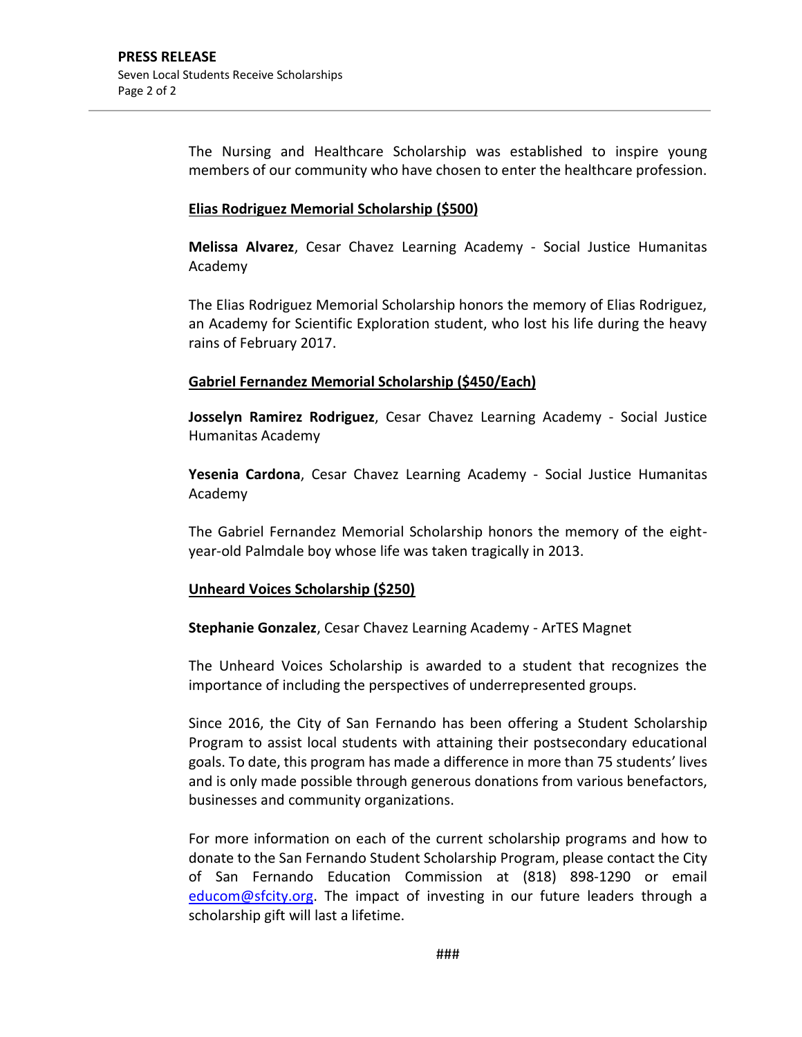The Nursing and Healthcare Scholarship was established to inspire young members of our community who have chosen to enter the healthcare profession.

**Elias Rodriguez Memorial Scholarship ($500)**

**Melissa Alvarez**, Cesar Chavez Learning Academy - Social Justice Humanitas Academy

The Elias Rodriguez Memorial Scholarship honors the memory of Elias Rodriguez, an Academy for Scientific Exploration student, who lost his life during the heavy rains of February 2017.

**Gabriel Fernandez Memorial Scholarship ($450/Each)**

**Josselyn Ramirez Rodriguez**, Cesar Chavez Learning Academy - Social Justice Humanitas Academy

**Yesenia Cardona**, Cesar Chavez Learning Academy - Social Justice Humanitas Academy

The Gabriel Fernandez Memorial Scholarship honors the memory of the eight-year-old Palmdale boy whose life was taken tragically in 2013.

**Unheard Voices Scholarship ($250)**

**Stephanie Gonzalez**, Cesar Chavez Learning Academy - ArTES Magnet

The Unheard Voices Scholarship is awarded to a student that recognizes the importance of including the perspectives of underrepresented groups.

Since 2016, the City of San Fernando has been offering a Student Scholarship Program to assist local students with attaining their postsecondary educational goals. To date, this program has made a difference in more than 75 students' lives and is only made possible through generous donations from various benefactors, businesses and community organizations.

For more information on each of the current scholarship programs and how to donate to the San Fernando Student Scholarship Program, please contact the City of San Fernando Education Commission at (818) 898-1290 or email educom@sfcity.org. The impact of investing in our future leaders through a scholarship gift will last a lifetime.

###